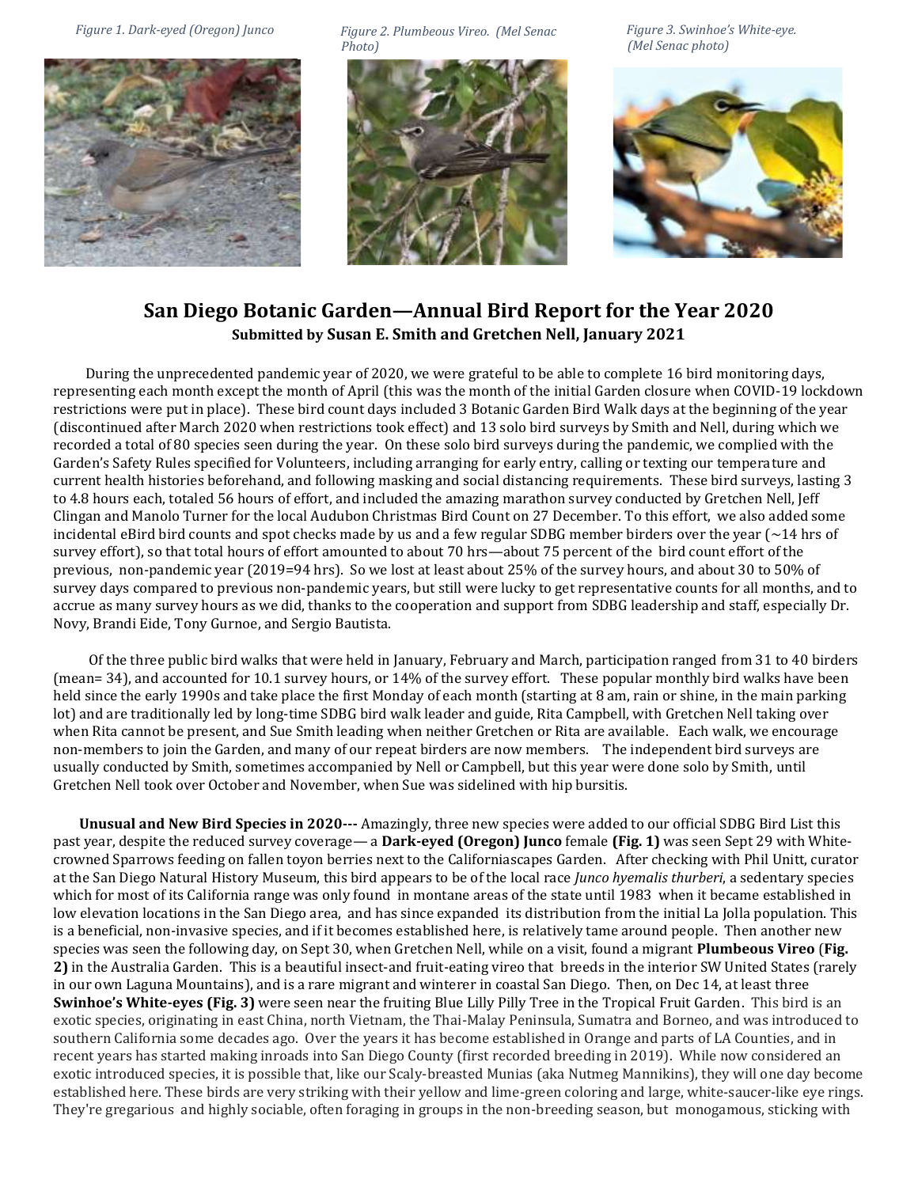*Figure 1. Dark-eyed (Oregon) Junco*

*Figure 2. Plumbeous Vireo. (Mel Senac Photo)*

*Figure 3. Swinhoe's White-eye. (Mel Senac photo)*

# San Diego Botanic Garden—Annual Bird Report for the Year 2020

**Submitted by Susan E. Smith and Gretchen Nell, January 2021**

During the unprecedented pandemic year of 2020, we were grateful to be able to complete 16 bird monitoring days, representing each month except the month of April (this was the month of the initial Garden closure when COVID-19 lockdown restrictions were put in place). These bird count days included 3 Botanic Garden Bird Walk days at the beginning of the year (discontinued after March 2020 when restrictions took effect) and 13 solo bird surveys by Smith and Nell, during which we recorded a total of 80 species seen during the year. On these solo bird surveys during the pandemic, we complied with the Garden's Safety Rules specified for Volunteers, including arranging for early entry, calling or texting our temperature and current health histories beforehand, and following masking and social distancing requirements. These bird surveys, lasting 3 to 4.8 hours each, totaled 56 hours of effort, and included the amazing marathon survey conducted by Gretchen Nell, Jeff Clingan and Manolo Turner for the local Audubon Christmas Bird Count on 27 December. To this effort, we also added some incidental eBird bird counts and spot checks made by us and a few regular SDBG member birders over the year (~14 hrs of survey effort), so that total hours of effort amounted to about 70 hrs—about 75 percent of the bird count effort of the previous, non-pandemic year (2019=94 hrs). So we lost at least about 25% of the survey hours, and about 30 to 50% of survey days compared to previous non-pandemic years, but still were lucky to get representative counts for all months, and to accrue as many survey hours as we did, thanks to the cooperation and support from SDBG leadership and staff, especially Dr. Novy, Brandi Eide, Tony Gurnoe, and Sergio Bautista.

Of the three public bird walks that were held in January, February and March, participation ranged from 31 to 40 birders (mean= 34), and accounted for 10.1 survey hours, or 14% of the survey effort. These popular monthly bird walks have been held since the early 1990s and take place the first Monday of each month (starting at 8 am, rain or shine, in the main parking lot) and are traditionally led by long-time SDBG bird walk leader and guide, Rita Campbell, with Gretchen Nell taking over when Rita cannot be present, and Sue Smith leading when neither Gretchen or Rita are available. Each walk, we encourage non-members to join the Garden, and many of our repeat birders are now members. The independent bird surveys are usually conducted by Smith, sometimes accompanied by Nell or Campbell, but this year were done solo by Smith, until Gretchen Nell took over October and November, when Sue was sidelined with hip bursitis.

**Unusual and New Bird Species in 2020---** Amazingly, three new species were added to our official SDBG Bird List this past year, despite the reduced survey coverage— a **Dark-eyed (Oregon) Junco** female **(Fig. 1)** was seen Sept 29 with White-crowned Sparrows feeding on fallen toyon berries next to the Californiascapes Garden. After checking with Phil Unitt, curator at the San Diego Natural History Museum, this bird appears to be of the local race *Junco hyemalis thurberi*, a sedentary species which for most of its California range was only found in montane areas of the state until 1983 when it became established in low elevation locations in the San Diego area, and has since expanded its distribution from the initial La Jolla population. This is a beneficial, non-invasive species, and if it becomes established here, is relatively tame around people. Then another new species was seen the following day, on Sept 30, when Gretchen Nell, while on a visit, found a migrant **Plumbeous Vireo** (**Fig. 2)** in the Australia Garden. This is a beautiful insect-and fruit-eating vireo that breeds in the interior SW United States (rarely in our own Laguna Mountains), and is a rare migrant and winterer in coastal San Diego. Then, on Dec 14, at least three **Swinhoe's White-eyes (Fig. 3)** were seen near the fruiting Blue Lilly Pilly Tree in the Tropical Fruit Garden. This bird is an exotic species, originating in east China, north Vietnam, the Thai-Malay Peninsula, Sumatra and Borneo, and was introduced to southern California some decades ago. Over the years it has become established in Orange and parts of LA Counties, and in recent years has started making inroads into San Diego County (first recorded breeding in 2019). While now considered an exotic introduced species, it is possible that, like our Scaly-breasted Munias (aka Nutmeg Mannikins), they will one day become established here. These birds are very striking with their yellow and lime-green coloring and large, white-saucer-like eye rings. They're gregarious and highly sociable, often foraging in groups in the non-breeding season, but monogamous, sticking with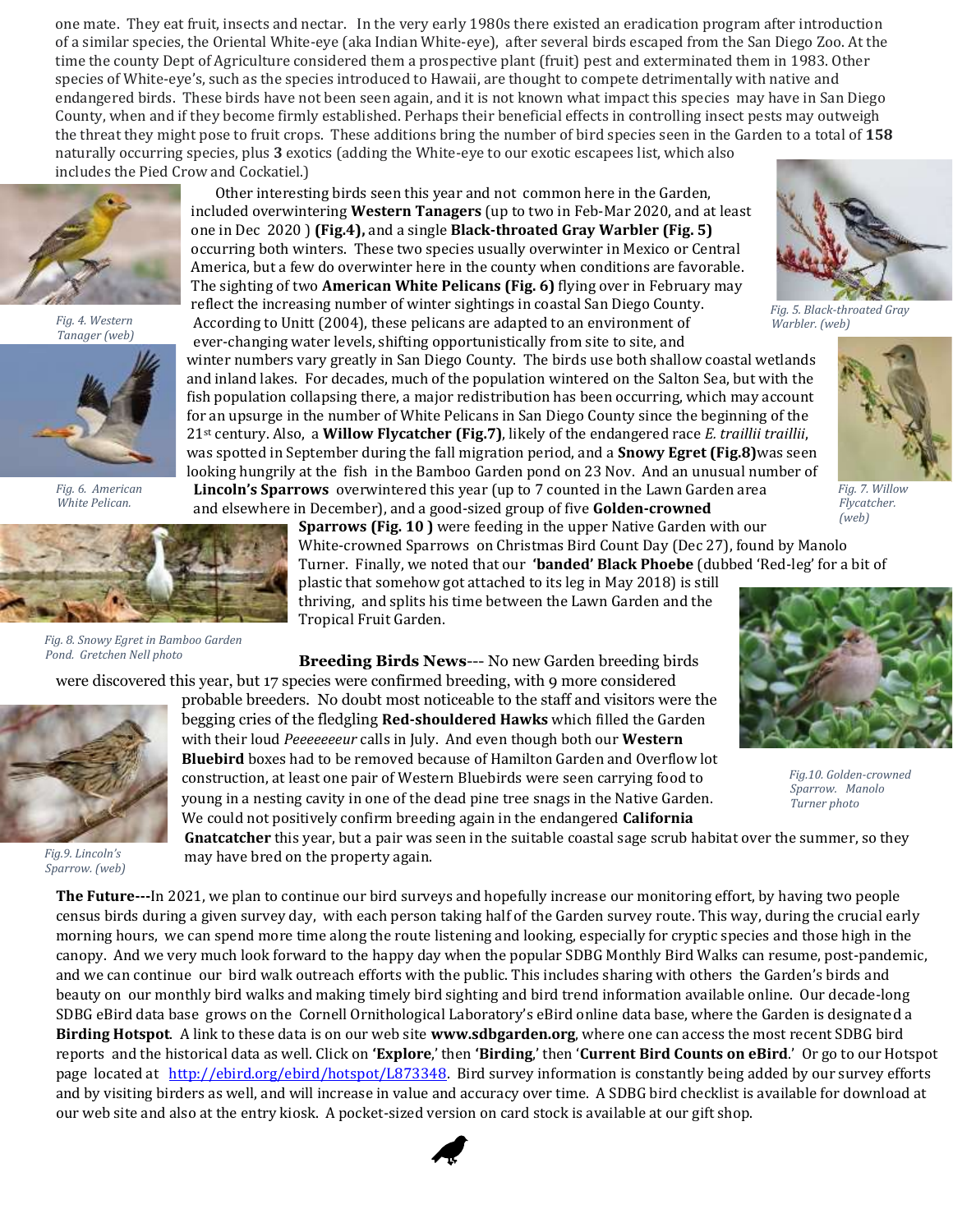one mate. They eat fruit, insects and nectar. In the very early 1980s there existed an eradication program after introduction of a similar species, the Oriental White-eye (aka Indian White-eye), after several birds escaped from the San Diego Zoo. At the time the county Dept of Agriculture considered them a prospective plant (fruit) pest and exterminated them in 1983. Other species of White-eye's, such as the species introduced to Hawaii, are thought to compete detrimentally with native and endangered birds. These birds have not been seen again, and it is not known what impact this species may have in San Diego County, when and if they become firmly established. Perhaps their beneficial effects in controlling insect pests may outweigh the threat they might pose to fruit crops. These additions bring the number of bird species seen in the Garden to a total of **158** naturally occurring species, plus **3** exotics (adding the White-eye to our exotic escapees list, which also includes the Pied Crow and Cockatiel.)

Other interesting birds seen this year and not common here in the Garden, included overwintering **Western Tanagers** (up to two in Feb-Mar 2020, and at least one in Dec 2020 ) **(Fig.4),** and a single **Black-throated Gray Warbler (Fig. 5)** occurring both winters. These two species usually overwinter in Mexico or Central America, but a few do overwinter here in the county when conditions are favorable. The sighting of two **American White Pelicans (Fig. 6)** flying over in February may reflect the increasing number of winter sightings in coastal San Diego County. According to Unitt (2004), these pelicans are adapted to an environment of ever-changing water levels, shifting opportunistically from site to site, and winter numbers vary greatly in San Diego County. The birds use both shallow coastal wetlands and inland lakes. For decades, much of the population wintered on the Salton Sea, but with the fish population collapsing there, a major redistribution has been occurring, which may account for an upsurge in the number of White Pelicans in San Diego County since the beginning of the 21st century. Also, a **Willow Flycatcher (Fig.7)**, likely of the endangered race *E. traillii traillii*, was spotted in September during the fall migration period, and a **Snowy Egret (Fig.8)**was seen looking hungrily at the fish in the Bamboo Garden pond on 23 Nov. And an unusual number of **Lincoln's Sparrows** overwintered this year (up to 7 counted in the Lawn Garden area and elsewhere in December), and a good-sized group of five **Golden-crowned Sparrows (Fig. 10 )** were feeding in the upper Native Garden with our White-crowned Sparrows on Christmas Bird Count Day (Dec 27), found by Manolo Turner. Finally, we noted that our **'banded' Black Phoebe** (dubbed 'Red-leg' for a bit of plastic that somehow got attached to its leg in May 2018) is still thriving, and splits his time between the Lawn Garden and the Tropical Fruit Garden.

*Fig. 4. Western Tanager (web)*

*Fig. 5. Black-throated Gray Warbler. (web)*

*Fig. 6. American White Pelican.*

*Fig. 7. Willow Flycatcher. (web)*

*Fig. 8. Snowy Egret in Bamboo Garden Pond. Gretchen Nell photo*

**Breeding Birds News**--- No new Garden breeding birds were discovered this year, but 17 species were confirmed breeding, with 9 more considered probable breeders. No doubt most noticeable to the staff and visitors were the begging cries of the fledgling **Red-shouldered Hawks** which filled the Garden with their loud *Peeeeeeeur* calls in July. And even though both our **Western Bluebird** boxes had to be removed because of Hamilton Garden and Overflow lot construction, at least one pair of Western Bluebirds were seen carrying food to young in a nesting cavity in one of the dead pine tree snags in the Native Garden. We could not positively confirm breeding again in the endangered **California Gnatcatcher** this year, but a pair was seen in the suitable coastal sage scrub habitat over the summer, so they may have bred on the property again.

*Fig.9. Lincoln's Sparrow. (web)*

*Fig.10. Golden-crowned Sparrow. Manolo Turner photo*

**The Future---**In 2021, we plan to continue our bird surveys and hopefully increase our monitoring effort, by having two people census birds during a given survey day, with each person taking half of the Garden survey route. This way, during the crucial early morning hours, we can spend more time along the route listening and looking, especially for cryptic species and those high in the canopy. And we very much look forward to the happy day when the popular SDBG Monthly Bird Walks can resume, post-pandemic, and we can continue our bird walk outreach efforts with the public. This includes sharing with others the Garden's birds and beauty on our monthly bird walks and making timely bird sighting and bird trend information available online. Our decade-long SDBG eBird data base grows on the Cornell Ornithological Laboratory's eBird online data base, where the Garden is designated a **Birding Hotspot**. A link to these data is on our web site **www.sdbgarden.org**, where one can access the most recent SDBG bird reports and the historical data as well. Click on **'Explore**,' then **'Birding**,' then '**Current Bird Counts on eBird**.' Or go to our Hotspot page located at http://ebird.org/ebird/hotspot/L873348. Bird survey information is constantly being added by our survey efforts and by visiting birders as well, and will increase in value and accuracy over time. A SDBG bird checklist is available for download at our web site and also at the entry kiosk. A pocket-sized version on card stock is available at our gift shop.